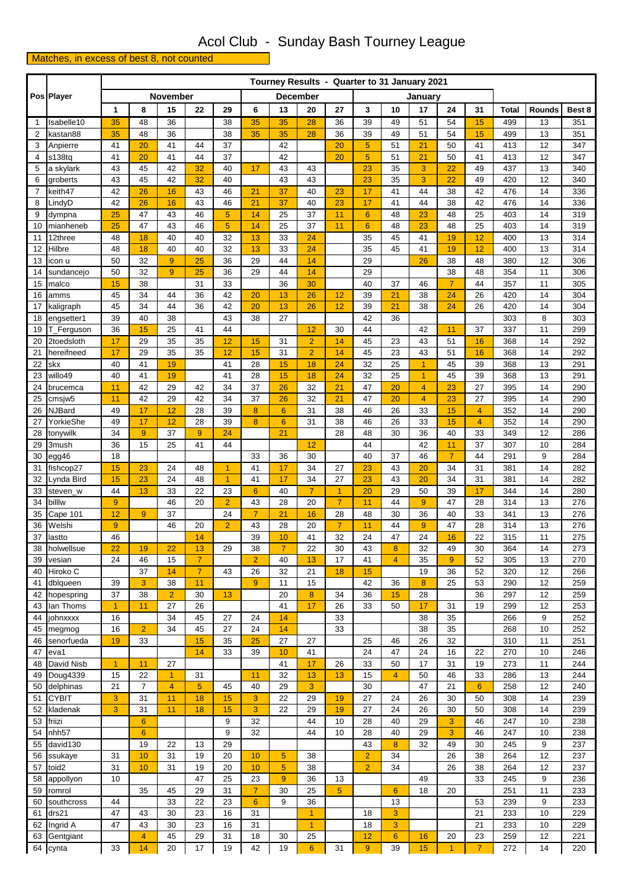# Acol Club - Sunday Bash Tourney League

Matches, in excess of best 8, not counted

| Pos | Player | Tourney Results - Quarter to 31 January 2021 | | | | | | | | | | | | | | | | |
|---|---|---|---|---|---|---|---|---|---|---|---|---|---|---|---|---|---|---|
| | | November | | | | | December | | | | January | | | | | | | |
| | | 1 | 8 | 15 | 22 | 29 | 6 | 13 | 20 | 27 | 3 | 10 | 17 | 24 | 31 | Total | Rounds | Best 8 |
| 1 | Isabelle10 | 35 | 48 | 36 | | 38 | 35 | 35 | 28 | 36 | 39 | 49 | 51 | 54 | 15 | 499 | 13 | 351 |
| 2 | kastan88 | 35 | 48 | 36 | | 38 | 35 | 35 | 28 | 36 | 39 | 49 | 51 | 54 | 15 | 499 | 13 | 351 |
| 3 | Anpierre | 41 | 20 | 41 | 44 | 37 | | 42 | | 20 | 5 | 51 | 21 | 50 | 41 | 413 | 12 | 347 |
| 4 | s138tq | 41 | 20 | 41 | 44 | 37 | | 42 | | 20 | 5 | 51 | 21 | 50 | 41 | 413 | 12 | 347 |
| 5 | a skylark | 43 | 45 | 42 | 32 | 40 | 17 | 43 | 43 | | 23 | 35 | 3 | 22 | 49 | 437 | 13 | 340 |
| 6 | groberts | 43 | 45 | 42 | 32 | 40 | | 43 | 43 | | 23 | 35 | 3 | 22 | 49 | 420 | 12 | 340 |
| 7 | keith47 | 42 | 26 | 16 | 43 | 46 | 21 | 37 | 40 | 23 | 17 | 41 | 44 | 38 | 42 | 476 | 14 | 336 |
| 8 | LindyD | 42 | 26 | 16 | 43 | 46 | 21 | 37 | 40 | 23 | 17 | 41 | 44 | 38 | 42 | 476 | 14 | 336 |
| 9 | dympna | 25 | 47 | 43 | 46 | 5 | 14 | 25 | 37 | 11 | 6 | 48 | 23 | 48 | 25 | 403 | 14 | 319 |
| 10 | mianheneb | 25 | 47 | 43 | 46 | 5 | 14 | 25 | 37 | 11 | 6 | 48 | 23 | 48 | 25 | 403 | 14 | 319 |
| 11 | 12three | 48 | 18 | 40 | 40 | 32 | 13 | 33 | 24 | | 35 | 45 | 41 | 19 | 12 | 400 | 13 | 314 |
| 12 | Hilbre | 48 | 18 | 40 | 40 | 32 | 13 | 33 | 24 | | 35 | 45 | 41 | 19 | 12 | 400 | 13 | 314 |
| 13 | icon u | 50 | 32 | 9 | 25 | 36 | 29 | 44 | 14 | | 29 | | 26 | 38 | 48 | 380 | 12 | 306 |
| 14 | sundancejo | 50 | 32 | 9 | 25 | 36 | 29 | 44 | 14 | | 29 | | | 38 | 48 | 354 | 11 | 306 |
| 15 | malco | 15 | 38 | | 31 | 33 | | 36 | 30 | | 40 | 37 | 46 | 7 | 44 | 357 | 11 | 305 |
| 16 | amms | 45 | 34 | 44 | 36 | 42 | 20 | 13 | 26 | 12 | 39 | 21 | 38 | 24 | 26 | 420 | 14 | 304 |
| 17 | kaligraph | 45 | 34 | 44 | 36 | 42 | 20 | 13 | 26 | 12 | 39 | 21 | 38 | 24 | 26 | 420 | 14 | 304 |
| 18 | engsetter1 | 39 | 40 | 38 | | 43 | 38 | 27 | | | 42 | 36 | | | | 303 | 8 | 303 |
| 19 | T_Ferguson | 36 | 15 | 25 | 41 | 44 | | | 12 | 30 | 44 | | 42 | 11 | 37 | 337 | 11 | 299 |
| 20 | 2toedsloth | 17 | 29 | 35 | 35 | 12 | 15 | 31 | 2 | 14 | 45 | 23 | 43 | 51 | 16 | 368 | 14 | 292 |
| 21 | hereifneed | 17 | 29 | 35 | 35 | 12 | 15 | 31 | 2 | 14 | 45 | 23 | 43 | 51 | 16 | 368 | 14 | 292 |
| 22 | skx | 40 | 41 | 19 | | 41 | 28 | 15 | 18 | 24 | 32 | 25 | 1 | 45 | 39 | 368 | 13 | 291 |
| 23 | willo49 | 40 | 41 | 19 | | 41 | 28 | 15 | 18 | 24 | 32 | 25 | 1 | 45 | 39 | 368 | 13 | 291 |
| 24 | brucemca | 11 | 42 | 29 | 42 | 34 | 37 | 26 | 32 | 21 | 47 | 20 | 4 | 23 | 27 | 395 | 14 | 290 |
| 25 | cmsjw5 | 11 | 42 | 29 | 42 | 34 | 37 | 26 | 32 | 21 | 47 | 20 | 4 | 23 | 27 | 395 | 14 | 290 |
| 26 | NJBard | 49 | 17 | 12 | 28 | 39 | 8 | 6 | 31 | 38 | 46 | 26 | 33 | 15 | 4 | 352 | 14 | 290 |
| 27 | YorkieShe | 49 | 17 | 12 | 28 | 39 | 8 | 6 | 31 | 38 | 46 | 26 | 33 | 15 | 4 | 352 | 14 | 290 |
| 28 | tonywilk | 34 | 9 | 37 | 9 | 24 | | 21 | | 28 | 48 | 30 | 36 | 40 | 33 | 349 | 12 | 286 |
| 29 | 3mush | 36 | 15 | 25 | 41 | 44 | | | 12 | | 44 | | 42 | 11 | 37 | 307 | 10 | 284 |
| 30 | egg46 | 18 | | | | | 33 | 36 | 30 | | 40 | 37 | 46 | 7 | 44 | 291 | 9 | 284 |
| 31 | fishcop27 | 15 | 23 | 24 | 48 | 1 | 41 | 17 | 34 | 27 | 23 | 43 | 20 | 34 | 31 | 381 | 14 | 282 |
| 32 | Lynda Bird | 15 | 23 | 24 | 48 | 1 | 41 | 17 | 34 | 27 | 23 | 43 | 20 | 34 | 31 | 381 | 14 | 282 |
| 33 | steven_w | 44 | 13 | 33 | 22 | 23 | 6 | 40 | 7 | 1 | 20 | 29 | 50 | 39 | 17 | 344 | 14 | 280 |
| 34 | billlw | 9 | | 46 | 20 | 2 | 43 | 28 | 20 | 7 | 11 | 44 | 9 | 47 | 28 | 314 | 13 | 276 |
| 35 | Cape 101 | 12 | 9 | 37 | | 24 | 7 | 21 | 16 | 28 | 48 | 30 | 36 | 40 | 33 | 341 | 13 | 276 |
| 36 | Welshi | 9 | | 46 | 20 | 2 | 43 | 28 | 20 | 7 | 11 | 44 | 9 | 47 | 28 | 314 | 13 | 276 |
| 37 | lastto | 46 | | | 14 | | 39 | 10 | 41 | 32 | 24 | 47 | 24 | 16 | 22 | 315 | 11 | 275 |
| 38 | holwellsue | 22 | 19 | 22 | 13 | 29 | 38 | 7 | 22 | 30 | 43 | 8 | 32 | 49 | 30 | 364 | 14 | 273 |
| 39 | vesian | 24 | 46 | 15 | 7 | | 2 | 40 | 13 | 17 | 41 | 4 | 35 | 9 | 52 | 305 | 13 | 270 |
| 40 | Hiroko C | | 37 | 14 | 7 | 43 | 26 | 32 | 21 | 18 | 15 | | 19 | 36 | 52 | 320 | 12 | 266 |
| 41 | dblqueen | 39 | 3 | 38 | 11 | | 9 | 11 | 15 | | 42 | 36 | 8 | 25 | 53 | 290 | 12 | 259 |
| 42 | hopespring | 37 | 38 | 2 | 30 | 13 | | 20 | 8 | 34 | 36 | 15 | 28 | | 36 | 297 | 12 | 259 |
| 43 | Ian Thoms | 1 | 11 | 27 | 26 | | | 41 | 17 | 26 | 33 | 50 | 17 | 31 | 19 | 299 | 12 | 253 |
| 44 | johnxxxx | 16 | | 34 | 45 | 27 | 24 | 14 | | 33 | | | 38 | 35 | | 266 | 9 | 252 |
| 45 | megmog | 16 | 2 | 34 | 45 | 27 | 24 | 14 | | 33 | | | 38 | 35 | | 268 | 10 | 252 |
| 46 | senorfueda | 19 | 33 | | 15 | 35 | 25 | 27 | 27 | | 25 | 46 | 26 | 32 | | 310 | 11 | 251 |
| 47 | eva1 | | | | 14 | 33 | 39 | 10 | 41 | | 24 | 47 | 24 | 16 | 22 | 270 | 10 | 246 |
| 48 | David Nisb | 1 | 11 | 27 | | | | 41 | 17 | 26 | 33 | 50 | 17 | 31 | 19 | 273 | 11 | 244 |
| 49 | Doug4339 | 15 | 22 | 1 | 31 | | 11 | 32 | 13 | 13 | 15 | 4 | 50 | 46 | 33 | 286 | 13 | 244 |
| 50 | delphinas | 21 | 7 | 4 | 5 | 45 | 40 | 29 | 3 | | 30 | | 47 | 21 | 6 | 258 | 12 | 240 |
| 51 | CYBIT | 3 | 31 | 11 | 18 | 15 | 3 | 22 | 29 | 19 | 27 | 24 | 26 | 30 | 50 | 308 | 14 | 239 |
| 52 | kladenak | 3 | 31 | 11 | 18 | 15 | 3 | 22 | 29 | 19 | 27 | 24 | 26 | 30 | 50 | 308 | 14 | 239 |
| 53 | friizi | | 6 | | | 9 | 32 | | 44 | 10 | 28 | 40 | 29 | 3 | 46 | 247 | 10 | 238 |
| 54 | nhh57 | | 6 | | | 9 | 32 | | 44 | 10 | 28 | 40 | 29 | 3 | 46 | 247 | 10 | 238 |
| 55 | david130 | | 19 | 22 | 13 | 29 | | | | | 43 | 8 | 32 | 49 | 30 | 245 | 9 | 237 |
| 56 | ssukaye | 31 | 10 | 31 | 19 | 20 | 10 | 5 | 38 | | 2 | 34 | | 26 | 38 | 264 | 12 | 237 |
| 57 | toid2 | 31 | 10 | 31 | 19 | 20 | 10 | 5 | 38 | | 2 | 34 | | 26 | 38 | 264 | 12 | 237 |
| 58 | appollyon | 10 | | | 47 | 25 | 23 | 9 | 36 | 13 | | | 49 | | 33 | 245 | 9 | 236 |
| 59 | romrol | | 35 | 45 | 29 | 31 | 7 | 30 | 25 | 5 | | 6 | 18 | 20 | | 251 | 11 | 233 |
| 60 | southcross | 44 | | 33 | 22 | 23 | 6 | 9 | 36 | | | 13 | | | 53 | 239 | 9 | 233 |
| 61 | drs21 | 47 | 43 | 30 | 23 | 16 | 31 | | 1 | | 18 | 3 | | | 21 | 233 | 10 | 229 |
| 62 | Ingrid A | 47 | 43 | 30 | 23 | 16 | 31 | | 1 | | 18 | 3 | | | 21 | 233 | 10 | 229 |
| 63 | Gentgiant | | 4 | 45 | 29 | 31 | 18 | 30 | 25 | | 12 | 6 | 16 | 20 | 23 | 259 | 12 | 221 |
| 64 | cynta | 33 | 14 | 20 | 17 | 19 | 42 | 19 | 6 | 31 | 9 | 39 | 15 | 1 | 7 | 272 | 14 | 220 |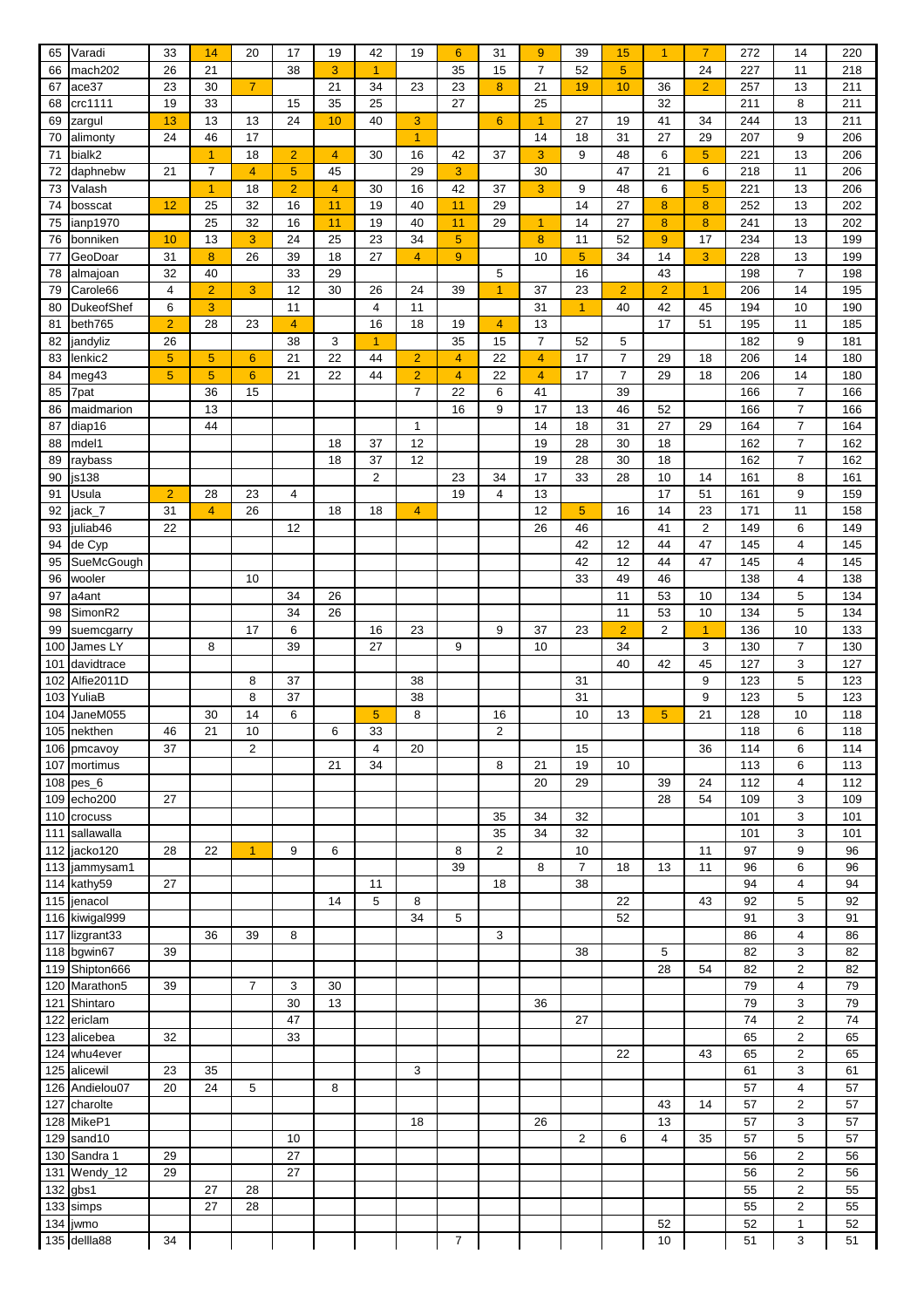| | | | | | | | | | | | | | | | | | | | |
|---|---|---|---|---|---|---|---|---|---|---|---|---|---|---|---|---|---|---|---|
| 65 | Varadi | 33 | 14 | 20 | 17 | 19 | 42 | 19 | 6 | 31 | 9 | 39 | 15 | 1 | 7 | 272 | 14 | 220 |
| 66 | mach202 | 26 | 21 | | 38 | 3 | 1 | | 35 | 15 | 7 | 52 | 5 | | 24 | 227 | 11 | 218 |
| 67 | ace37 | 23 | 30 | 7 | | 21 | 34 | 23 | 23 | 8 | 21 | 19 | 10 | 36 | 2 | 257 | 13 | 211 |
| 68 | crc1111 | 19 | 33 | | 15 | 35 | 25 | | 27 | | 25 | | | 32 | | 211 | 8 | 211 |
| 69 | zargul | 13 | 13 | 13 | 24 | 10 | 40 | 3 | | 6 | 1 | 27 | 19 | 41 | 34 | 244 | 13 | 211 |
| 70 | alimonty | 24 | 46 | 17 | | | | 1 | | | 14 | 18 | 31 | 27 | 29 | 207 | 9 | 206 |
| 71 | bialk2 | | 1 | 18 | 2 | 4 | 30 | 16 | 42 | 37 | 3 | 9 | 48 | 6 | 5 | 221 | 13 | 206 |
| 72 | daphnebw | 21 | 7 | 4 | 5 | 45 | | 29 | 3 | | 30 | | 47 | 21 | 6 | 218 | 11 | 206 |
| 73 | Valash | | 1 | 18 | 2 | 4 | 30 | 16 | 42 | 37 | 3 | 9 | 48 | 6 | 5 | 221 | 13 | 206 |
| 74 | bosscat | 12 | 25 | 32 | 16 | 11 | 19 | 40 | 11 | 29 | | 14 | 27 | 8 | 8 | 252 | 13 | 202 |
| 75 | ianp1970 | | 25 | 32 | 16 | 11 | 19 | 40 | 11 | 29 | 1 | 14 | 27 | 8 | 8 | 241 | 13 | 202 |
| 76 | bonniken | 10 | 13 | 3 | 24 | 25 | 23 | 34 | 5 | | 8 | 11 | 52 | 9 | 17 | 234 | 13 | 199 |
| 77 | GeoDoar | 31 | 8 | 26 | 39 | 18 | 27 | 4 | 9 | | 10 | 5 | 34 | 14 | 3 | 228 | 13 | 199 |
| 78 | almajoan | 32 | 40 | | 33 | 29 | | | | 5 | | 16 | | 43 | | 198 | 7 | 198 |
| 79 | Carole66 | 4 | 2 | 3 | 12 | 30 | 26 | 24 | 39 | 1 | 37 | 23 | 2 | 2 | 1 | 206 | 14 | 195 |
| 80 | DukeofShef | 6 | 3 | | 11 | | 4 | 11 | | | 31 | 1 | 40 | 42 | 45 | 194 | 10 | 190 |
| 81 | beth765 | 2 | 28 | 23 | 4 | | 16 | 18 | 19 | 4 | 13 | | | 17 | 51 | 195 | 11 | 185 |
| 82 | jandyliz | 26 | | | 38 | 3 | 1 | | 35 | 15 | 7 | 52 | 5 | | | 182 | 9 | 181 |
| 83 | lenkic2 | 5 | 5 | 6 | 21 | 22 | 44 | 2 | 4 | 22 | 4 | 17 | 7 | 29 | 18 | 206 | 14 | 180 |
| 84 | meg43 | 5 | 5 | 6 | 21 | 22 | 44 | 2 | 4 | 22 | 4 | 17 | 7 | 29 | 18 | 206 | 14 | 180 |
| 85 | 7pat | | 36 | 15 | | | | 7 | 22 | 6 | 41 | | 39 | | | 166 | 7 | 166 |
| 86 | maidmarion | | 13 | | | | | | 16 | 9 | 17 | 13 | 46 | 52 | | 166 | 7 | 166 |
| 87 | diap16 | | 44 | | | | | 1 | | | 14 | 18 | 31 | 27 | 29 | 164 | 7 | 164 |
| 88 | mdel1 | | | | | 18 | 37 | 12 | | | 19 | 28 | 30 | 18 | | 162 | 7 | 162 |
| 89 | raybass | | | | | 18 | 37 | 12 | | | 19 | 28 | 30 | 18 | | 162 | 7 | 162 |
| 90 | js138 | | | | | | 2 | | 23 | 34 | 17 | 33 | 28 | 10 | 14 | 161 | 8 | 161 |
| 91 | Usula | 2 | 28 | 23 | 4 | | | | 19 | 4 | 13 | | | 17 | 51 | 161 | 9 | 159 |
| 92 | jack_7 | 31 | 4 | 26 | | 18 | 18 | 4 | | | 12 | 5 | 16 | 14 | 23 | 171 | 11 | 158 |
| 93 | juliab46 | 22 | | | 12 | | | | | | 26 | 46 | | 41 | 2 | 149 | 6 | 149 |
| 94 | de Cyp | | | | | | | | | | | 42 | 12 | 44 | 47 | 145 | 4 | 145 |
| 95 | SueMcGough | | | | | | | | | | | 42 | 12 | 44 | 47 | 145 | 4 | 145 |
| 96 | wooler | | | 10 | | | | | | | | 33 | 49 | 46 | | 138 | 4 | 138 |
| 97 | a4ant | | | | 34 | 26 | | | | | | | 11 | 53 | 10 | 134 | 5 | 134 |
| 98 | SimonR2 | | | | 34 | 26 | | | | | | | 11 | 53 | 10 | 134 | 5 | 134 |
| 99 | suemcgarry | | | 17 | 6 | | 16 | 23 | | 9 | 37 | 23 | 2 | 2 | 1 | 136 | 10 | 133 |
| 100 | James LY | | 8 | | 39 | | 27 | | 9 | | 10 | | 34 | | 3 | 130 | 7 | 130 |
| 101 | davidtrace | | | | | | | | | | | | 40 | 42 | 45 | 127 | 3 | 127 |
| 102 | Alfie2011D | | | 8 | 37 | | | 38 | | | | 31 | | | 9 | 123 | 5 | 123 |
| 103 | YuliaB | | | 8 | 37 | | | 38 | | | | 31 | | | 9 | 123 | 5 | 123 |
| 104 | JaneM055 | | 30 | 14 | 6 | | 5 | 8 | | 16 | | 10 | 13 | 5 | 21 | 128 | 10 | 118 |
| 105 | nekthen | 46 | 21 | 10 | | 6 | 33 | | | 2 | | | | | | 118 | 6 | 118 |
| 106 | pmcavoy | 37 | | 2 | | | 4 | 20 | | | | 15 | | | 36 | 114 | 6 | 114 |
| 107 | mortimus | | | | | 21 | 34 | | | 8 | 21 | 19 | 10 | | | 113 | 6 | 113 |
| 108 | pes_6 | | | | | | | | | | 20 | 29 | | 39 | 24 | 112 | 4 | 112 |
| 109 | echo200 | 27 | | | | | | | | | | | | 28 | 54 | 109 | 3 | 109 |
| 110 | crocuss | | | | | | | | | 35 | 34 | 32 | | | | 101 | 3 | 101 |
| 111 | sallawalla | | | | | | | | | 35 | 34 | 32 | | | | 101 | 3 | 101 |
| 112 | jacko120 | 28 | 22 | 1 | 9 | 6 | | | 8 | 2 | | 10 | | | 11 | 97 | 9 | 96 |
| 113 | jammysam1 | | | | | | | | 39 | | 8 | 7 | 18 | 13 | 11 | 96 | 6 | 96 |
| 114 | kathy59 | 27 | | | | | 11 | | | 18 | | 38 | | | | 94 | 4 | 94 |
| 115 | jenacol | | | | | 14 | 5 | 8 | | | | | 22 | | 43 | 92 | 5 | 92 |
| 116 | kiwigal999 | | | | | | | 34 | 5 | | | | 52 | | | 91 | 3 | 91 |
| 117 | lizgrant33 | | 36 | 39 | 8 | | | | | 3 | | | | | | 86 | 4 | 86 |
| 118 | bgwin67 | 39 | | | | | | | | | | 38 | | 5 | | 82 | 3 | 82 |
| 119 | Shipton666 | | | | | | | | | | | | | 28 | 54 | 82 | 2 | 82 |
| 120 | Marathon5 | 39 | | 7 | 3 | 30 | | | | | | | | | | 79 | 4 | 79 |
| 121 | Shintaro | | | | 30 | 13 | | | | | 36 | | | | | 79 | 3 | 79 |
| 122 | ericlam | | | | 47 | | | | | | | 27 | | | | 74 | 2 | 74 |
| 123 | alicebea | 32 | | | 33 | | | | | | | | | | | 65 | 2 | 65 |
| 124 | whu4ever | | | | | | | | | | | | 22 | | 43 | 65 | 2 | 65 |
| 125 | alicewil | 23 | 35 | | | | | 3 | | | | | | | | 61 | 3 | 61 |
| 126 | Andielou07 | 20 | 24 | 5 | | 8 | | | | | | | | | | 57 | 4 | 57 |
| 127 | charolte | | | | | | | | | | | | | 43 | 14 | 57 | 2 | 57 |
| 128 | MikeP1 | | | | | | | 18 | | | 26 | | | 13 | | 57 | 3 | 57 |
| 129 | sand10 | | | | 10 | | | | | | | 2 | 6 | 4 | 35 | 57 | 5 | 57 |
| 130 | Sandra 1 | 29 | | | 27 | | | | | | | | | | | 56 | 2 | 56 |
| 131 | Wendy_12 | 29 | | | 27 | | | | | | | | | | | 56 | 2 | 56 |
| 132 | gbs1 | | 27 | 28 | | | | | | | | | | | | 55 | 2 | 55 |
| 133 | simps | | 27 | 28 | | | | | | | | | | | | 55 | 2 | 55 |
| 134 | jwmo | | | | | | | | | | | | | 52 | | 52 | 1 | 52 |
| 135 | dellla88 | 34 | | | | | | | 7 | | | | | 10 | | 51 | 3 | 51 |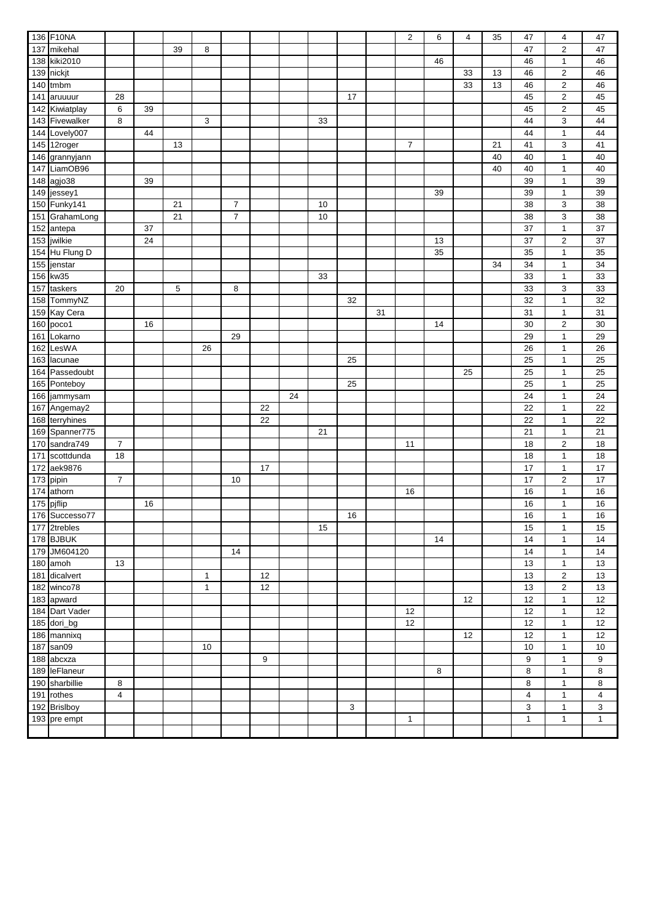| | | | | | | | | | | | | | | | | | | |
|---|---|---|---|---|---|---|---|---|---|---|---|---|---|---|---|---|---|---|
| 136 | F10NA | | | | | | | | | | | 2 | 6 | 4 | 35 | 47 | 4 | 47 |
| 137 | mikehal | | | 39 | 8 | | | | | | | | | | | 47 | 2 | 47 |
| 138 | kiki2010 | | | | | | | | | | | | 46 | | | 46 | 1 | 46 |
| 139 | nickjt | | | | | | | | | | | | | 33 | 13 | 46 | 2 | 46 |
| 140 | tmbm | | | | | | | | | | | | | 33 | 13 | 46 | 2 | 46 |
| 141 | aruuuur | 28 | | | | | | | | 17 | | | | | | 45 | 2 | 45 |
| 142 | Kiwiatplay | 6 | 39 | | | | | | | | | | | | | 45 | 2 | 45 |
| 143 | Fivewalker | 8 | | | 3 | | | | 33 | | | | | | | 44 | 3 | 44 |
| 144 | Lovely007 | | 44 | | | | | | | | | | | | | 44 | 1 | 44 |
| 145 | 12roger | | | 13 | | | | | | | | 7 | | | 21 | 41 | 3 | 41 |
| 146 | grannyjann | | | | | | | | | | | | | | 40 | 40 | 1 | 40 |
| 147 | LiamOB96 | | | | | | | | | | | | | | 40 | 40 | 1 | 40 |
| 148 | agjo38 | | 39 | | | | | | | | | | | | | 39 | 1 | 39 |
| 149 | jessey1 | | | | | | | | | | | | 39 | | | 39 | 1 | 39 |
| 150 | Funky141 | | | 21 | | 7 | | | 10 | | | | | | | 38 | 3 | 38 |
| 151 | GrahamLong | | | 21 | | 7 | | | 10 | | | | | | | 38 | 3 | 38 |
| 152 | antepa | | 37 | | | | | | | | | | | | | 37 | 1 | 37 |
| 153 | jwilkie | | 24 | | | | | | | | | | 13 | | | 37 | 2 | 37 |
| 154 | Hu Flung D | | | | | | | | | | | | 35 | | | 35 | 1 | 35 |
| 155 | jenstar | | | | | | | | | | | | | | 34 | 34 | 1 | 34 |
| 156 | kw35 | | | | | | | | 33 | | | | | | | 33 | 1 | 33 |
| 157 | taskers | 20 | | 5 | | 8 | | | | | | | | | | 33 | 3 | 33 |
| 158 | TommyNZ | | | | | | | | | 32 | | | | | | 32 | 1 | 32 |
| 159 | Kay Cera | | | | | | | | | | 31 | | | | | 31 | 1 | 31 |
| 160 | poco1 | | 16 | | | | | | | | | | 14 | | | 30 | 2 | 30 |
| 161 | Lokarno | | | | | 29 | | | | | | | | | | 29 | 1 | 29 |
| 162 | LesWA | | | | 26 | | | | | | | | | | | 26 | 1 | 26 |
| 163 | lacunae | | | | | | | | | 25 | | | | | | 25 | 1 | 25 |
| 164 | Passedoubt | | | | | | | | | | | | | 25 | | 25 | 1 | 25 |
| 165 | Ponteboy | | | | | | | | | 25 | | | | | | 25 | 1 | 25 |
| 166 | jammysam | | | | | | | 24 | | | | | | | | 24 | 1 | 24 |
| 167 | Angemay2 | | | | | | 22 | | | | | | | | | 22 | 1 | 22 |
| 168 | terryhines | | | | | | 22 | | | | | | | | | 22 | 1 | 22 |
| 169 | Spanner775 | | | | | | | | 21 | | | | | | | 21 | 1 | 21 |
| 170 | sandra749 | 7 | | | | | | | | | | 11 | | | | 18 | 2 | 18 |
| 171 | scottdunda | 18 | | | | | | | | | | | | | | 18 | 1 | 18 |
| 172 | aek9876 | | | | | | 17 | | | | | | | | | 17 | 1 | 17 |
| 173 | pipin | 7 | | | | 10 | | | | | | | | | | 17 | 2 | 17 |
| 174 | athorn | | | | | | | | | | | 16 | | | | 16 | 1 | 16 |
| 175 | pjflip | | 16 | | | | | | | | | | | | | 16 | 1 | 16 |
| 176 | Successo77 | | | | | | | | | 16 | | | | | | 16 | 1 | 16 |
| 177 | 2trebles | | | | | | | | 15 | | | | | | | 15 | 1 | 15 |
| 178 | BJBUK | | | | | | | | | | | | 14 | | | 14 | 1 | 14 |
| 179 | JM604120 | | | | | 14 | | | | | | | | | | 14 | 1 | 14 |
| 180 | amoh | 13 | | | | | | | | | | | | | | 13 | 1 | 13 |
| 181 | dicalvert | | | | 1 | | 12 | | | | | | | | | 13 | 2 | 13 |
| 182 | winco78 | | | | 1 | | 12 | | | | | | | | | 13 | 2 | 13 |
| 183 | apward | | | | | | | | | | | | | 12 | | 12 | 1 | 12 |
| 184 | Dart Vader | | | | | | | | | | | 12 | | | | 12 | 1 | 12 |
| 185 | dori_bg | | | | | | | | | | | 12 | | | | 12 | 1 | 12 |
| 186 | mannixq | | | | | | | | | | | | | 12 | | 12 | 1 | 12 |
| 187 | san09 | | | | 10 | | | | | | | | | | | 10 | 1 | 10 |
| 188 | abcxza | | | | | | 9 | | | | | | | | | 9 | 1 | 9 |
| 189 | leFlaneur | | | | | | | | | | | | 8 | | | 8 | 1 | 8 |
| 190 | sharbillie | 8 | | | | | | | | | | | | | | 8 | 1 | 8 |
| 191 | rothes | 4 | | | | | | | | | | | | | | 4 | 1 | 4 |
| 192 | Brislboy | | | | | | | | | 3 | | | | | | 3 | 1 | 3 |
| 193 | pre empt | | | | | | | | | | | 1 | | | | 1 | 1 | 1 |